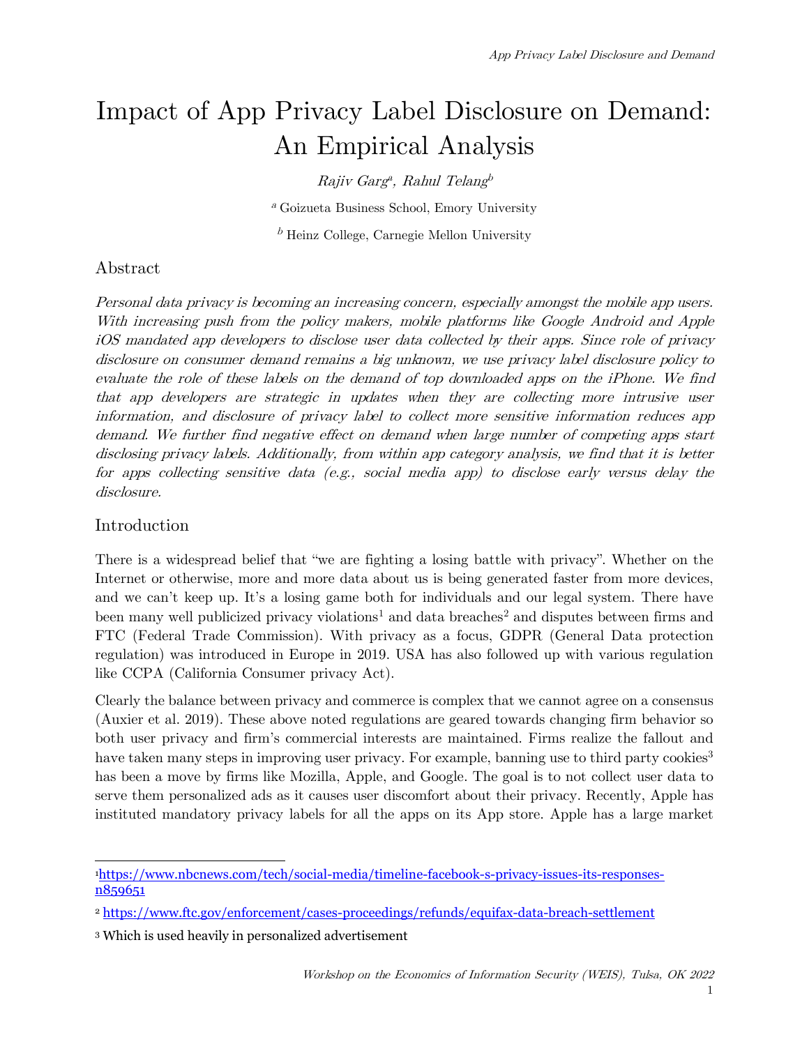# Impact of App Privacy Label Disclosure on Demand: An Empirical Analysis

*Rajiv Garg*[a], *Rahul Telang*[b]

[a] Goizueta Business School, Emory University

[b] Heinz College, Carnegie Mellon University

## Abstract

*Personal data privacy is becoming an increasing concern, especially amongst the mobile app users. With increasing push from the policy makers, mobile platforms like Google Android and Apple iOS mandated app developers to disclose user data collected by their apps. Since role of privacy disclosure on consumer demand remains a big unknown, we use privacy label disclosure policy to evaluate the role of these labels on the demand of top downloaded apps on the iPhone. We find that app developers are strategic in updates when they are collecting more intrusive user information, and disclosure of privacy label to collect more sensitive information reduces app demand. We further find negative effect on demand when large number of competing apps start disclosing privacy labels. Additionally, from within app category analysis, we find that it is better for apps collecting sensitive data (e.g., social media app) to disclose early versus delay the disclosure.*

## Introduction

There is a widespread belief that "we are fighting a losing battle with privacy". Whether on the Internet or otherwise, more and more data about us is being generated faster from more devices, and we can't keep up. It's a losing game both for individuals and our legal system. There have been many well publicized privacy violations[1] and data breaches[2] and disputes between firms and FTC (Federal Trade Commission). With privacy as a focus, GDPR (General Data protection regulation) was introduced in Europe in 2019. USA has also followed up with various regulation like CCPA (California Consumer privacy Act).

Clearly the balance between privacy and commerce is complex that we cannot agree on a consensus (Auxier et al. 2019). These above noted regulations are geared towards changing firm behavior so both user privacy and firm's commercial interests are maintained. Firms realize the fallout and have taken many steps in improving user privacy. For example, banning use to third party cookies[3] has been a move by firms like Mozilla, Apple, and Google. The goal is to not collect user data to serve them personalized ads as it causes user discomfort about their privacy. Recently, Apple has instituted mandatory privacy labels for all the apps on its App store. Apple has a large market

---

[1] https://www.nbcnews.com/tech/social-media/timeline-facebook-s-privacy-issues-its-responses-n859651

[2] https://www.ftc.gov/enforcement/cases-proceedings/refunds/equifax-data-breach-settlement

[3] Which is used heavily in personalized advertisement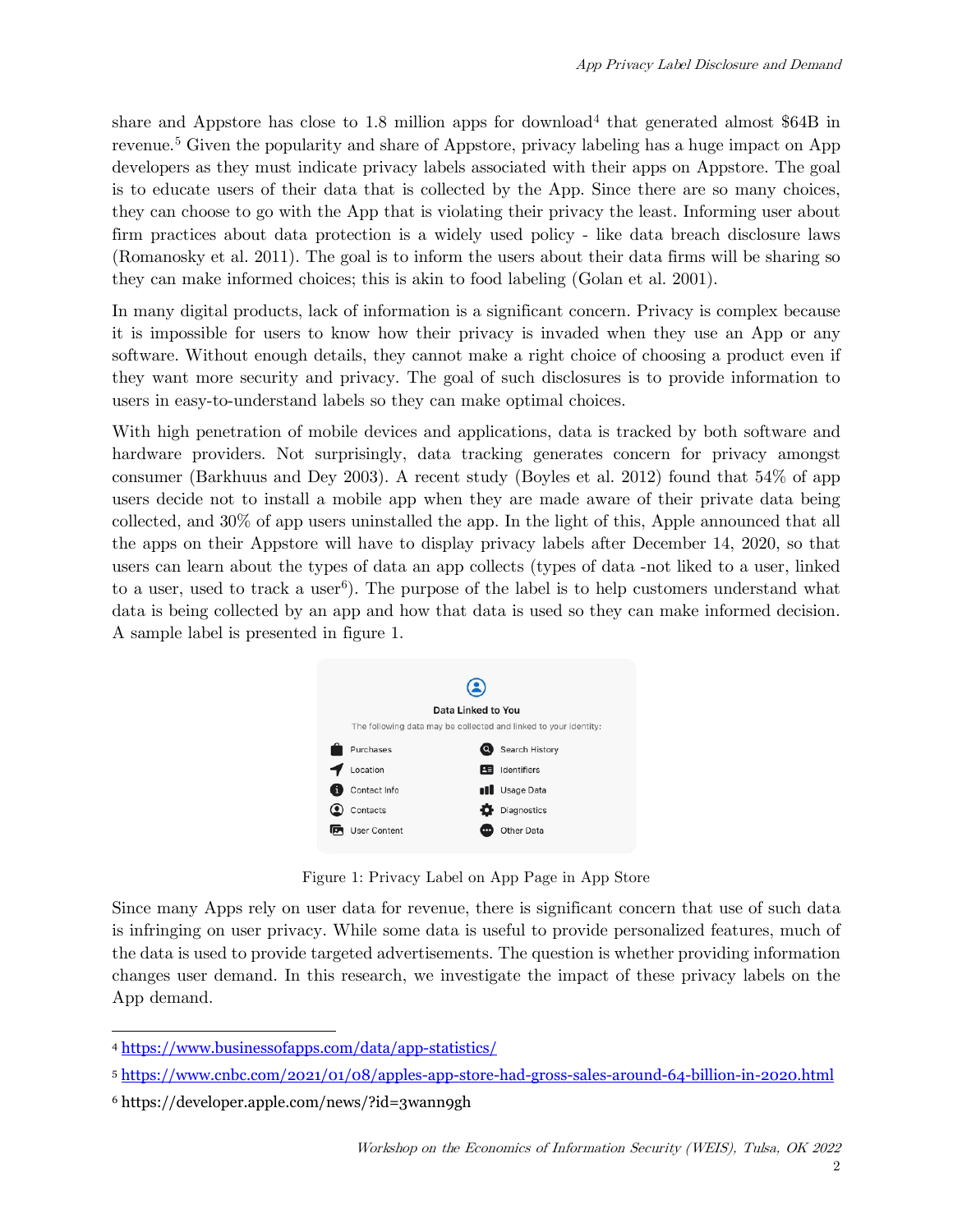share and Appstore has close to 1.8 million apps for download[4] that generated almost $64B in revenue.[5] Given the popularity and share of Appstore, privacy labeling has a huge impact on App developers as they must indicate privacy labels associated with their apps on Appstore. The goal is to educate users of their data that is collected by the App. Since there are so many choices, they can choose to go with the App that is violating their privacy the least. Informing user about firm practices about data protection is a widely used policy - like data breach disclosure laws (Romanosky et al. 2011). The goal is to inform the users about their data firms will be sharing so they can make informed choices; this is akin to food labeling (Golan et al. 2001).

In many digital products, lack of information is a significant concern. Privacy is complex because it is impossible for users to know how their privacy is invaded when they use an App or any software. Without enough details, they cannot make a right choice of choosing a product even if they want more security and privacy. The goal of such disclosures is to provide information to users in easy-to-understand labels so they can make optimal choices.

With high penetration of mobile devices and applications, data is tracked by both software and hardware providers. Not surprisingly, data tracking generates concern for privacy amongst consumer (Barkhuus and Dey 2003). A recent study (Boyles et al. 2012) found that 54% of app users decide not to install a mobile app when they are made aware of their private data being collected, and 30% of app users uninstalled the app. In the light of this, Apple announced that all the apps on their Appstore will have to display privacy labels after December 14, 2020, so that users can learn about the types of data an app collects (types of data -not liked to a user, linked to a user, used to track a user[6]). The purpose of the label is to help customers understand what data is being collected by an app and how that data is used so they can make informed decision. A sample label is presented in figure 1.

**Data Linked to You**

The following data may be collected and linked to your identity:

| | |
|---|---|
| Purchases | Search History |
| Location | Identifiers |
| Contact Info | Usage Data |
| Contacts | Diagnostics |
| User Content | Other Data |

Figure 1: Privacy Label on App Page in App Store

Since many Apps rely on user data for revenue, there is significant concern that use of such data is infringing on user privacy. While some data is useful to provide personalized features, much of the data is used to provide targeted advertisements. The question is whether providing information changes user demand. In this research, we investigate the impact of these privacy labels on the App demand.

---

[4] https://www.businessofapps.com/data/app-statistics/

[5] https://www.cnbc.com/2021/01/08/apples-app-store-had-gross-sales-around-64-billion-in-2020.html

[6] https://developer.apple.com/news/?id=3wann9gh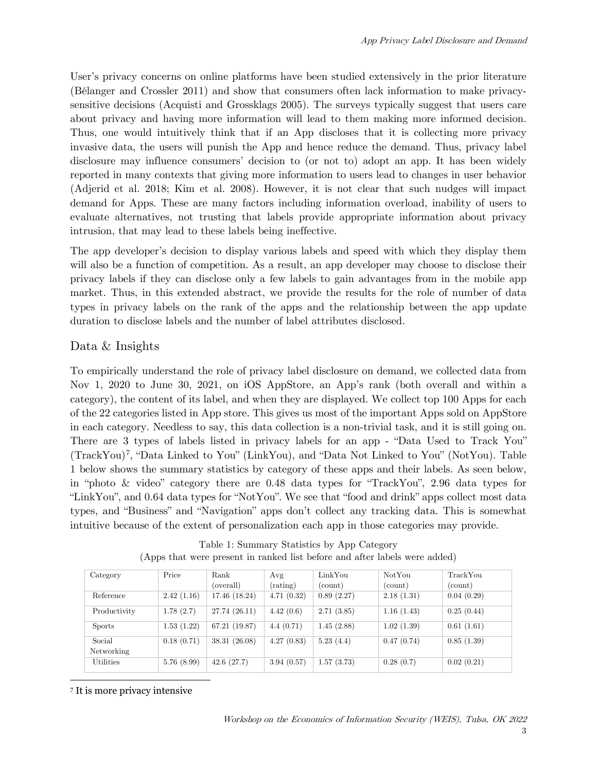User's privacy concerns on online platforms have been studied extensively in the prior literature (Bélanger and Crossler 2011) and show that consumers often lack information to make privacy-sensitive decisions (Acquisti and Grossklags 2005). The surveys typically suggest that users care about privacy and having more information will lead to them making more informed decision. Thus, one would intuitively think that if an App discloses that it is collecting more privacy invasive data, the users will punish the App and hence reduce the demand. Thus, privacy label disclosure may influence consumers' decision to (or not to) adopt an app. It has been widely reported in many contexts that giving more information to users lead to changes in user behavior (Adjerid et al. 2018; Kim et al. 2008). However, it is not clear that such nudges will impact demand for Apps. These are many factors including information overload, inability of users to evaluate alternatives, not trusting that labels provide appropriate information about privacy intrusion, that may lead to these labels being ineffective.

The app developer's decision to display various labels and speed with which they display them will also be a function of competition. As a result, an app developer may choose to disclose their privacy labels if they can disclose only a few labels to gain advantages from in the mobile app market. Thus, in this extended abstract, we provide the results for the role of number of data types in privacy labels on the rank of the apps and the relationship between the app update duration to disclose labels and the number of label attributes disclosed.

## Data & Insights

To empirically understand the role of privacy label disclosure on demand, we collected data from Nov 1, 2020 to June 30, 2021, on iOS AppStore, an App's rank (both overall and within a category), the content of its label, and when they are displayed. We collect top 100 Apps for each of the 22 categories listed in App store. This gives us most of the important Apps sold on AppStore in each category. Needless to say, this data collection is a non-trivial task, and it is still going on. There are 3 types of labels listed in privacy labels for an app - "Data Used to Track You" (TrackYou)[7], "Data Linked to You" (LinkYou), and "Data Not Linked to You" (NotYou). Table 1 below shows the summary statistics by category of these apps and their labels. As seen below, in "photo & video" category there are 0.48 data types for "TrackYou", 2.96 data types for "LinkYou", and 0.64 data types for "NotYou". We see that "food and drink" apps collect most data types, and "Business" and "Navigation" apps don't collect any tracking data. This is somewhat intuitive because of the extent of personalization each app in those categories may provide.

Table 1: Summary Statistics by App Category
(Apps that were present in ranked list before and after labels were added)

| Category | Price | Rank (overall) | Avg (rating) | LinkYou (count) | NotYou (count) | TrackYou (count) |
|---|---|---|---|---|---|---|
| Reference | 2.42 (1.16) | 17.46 (18.24) | 4.71 (0.32) | 0.89 (2.27) | 2.18 (1.31) | 0.04 (0.29) |
| Productivity | 1.78 (2.7) | 27.74 (26.11) | 4.42 (0.6) | 2.71 (3.85) | 1.16 (1.43) | 0.25 (0.44) |
| Sports | 1.53 (1.22) | 67.21 (19.87) | 4.4 (0.71) | 1.45 (2.88) | 1.02 (1.39) | 0.61 (1.61) |
| Social Networking | 0.18 (0.71) | 38.31 (26.08) | 4.27 (0.83) | 5.23 (4.4) | 0.47 (0.74) | 0.85 (1.39) |
| Utilities | 5.76 (8.99) | 42.6 (27.7) | 3.94 (0.57) | 1.57 (3.73) | 0.28 (0.7) | 0.02 (0.21) |

[7] It is more privacy intensive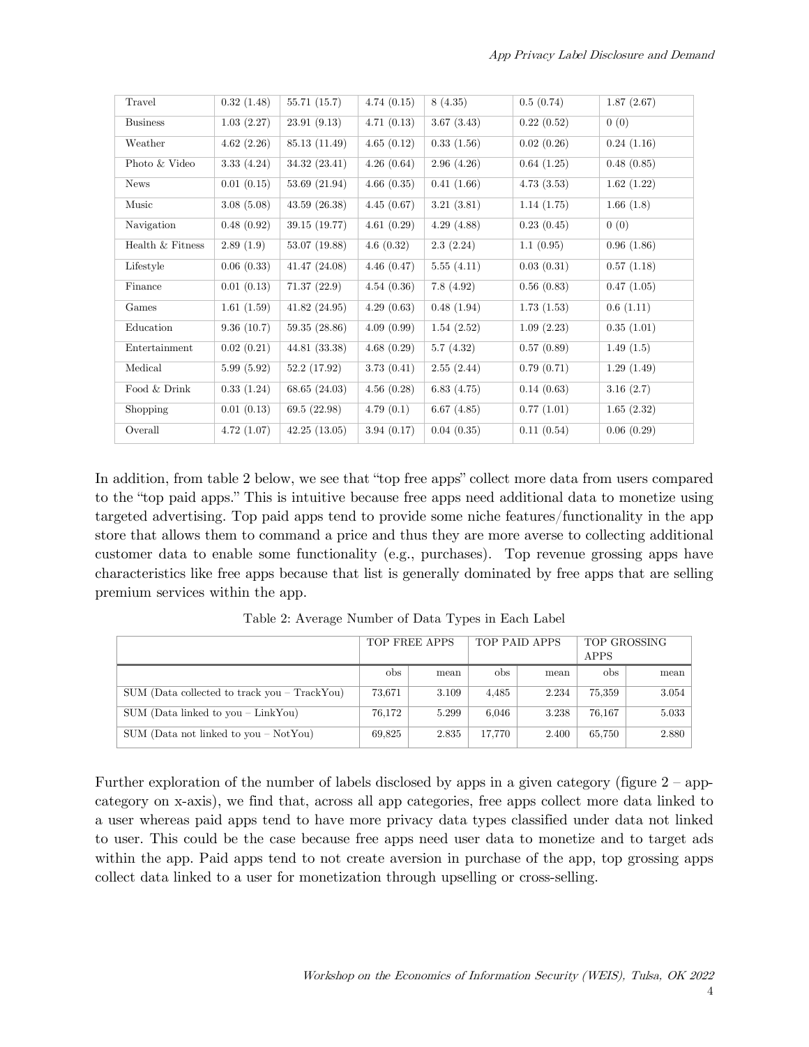| Travel | 0.32 (1.48) | 55.71 (15.7) | 4.74 (0.15) | 8 (4.35) | 0.5 (0.74) | 1.87 (2.67) |
|---|---|---|---|---|---|---|
| Business | 1.03 (2.27) | 23.91 (9.13) | 4.71 (0.13) | 3.67 (3.43) | 0.22 (0.52) | 0 (0) |
| Weather | 4.62 (2.26) | 85.13 (11.49) | 4.65 (0.12) | 0.33 (1.56) | 0.02 (0.26) | 0.24 (1.16) |
| Photo & Video | 3.33 (4.24) | 34.32 (23.41) | 4.26 (0.64) | 2.96 (4.26) | 0.64 (1.25) | 0.48 (0.85) |
| News | 0.01 (0.15) | 53.69 (21.94) | 4.66 (0.35) | 0.41 (1.66) | 4.73 (3.53) | 1.62 (1.22) |
| Music | 3.08 (5.08) | 43.59 (26.38) | 4.45 (0.67) | 3.21 (3.81) | 1.14 (1.75) | 1.66 (1.8) |
| Navigation | 0.48 (0.92) | 39.15 (19.77) | 4.61 (0.29) | 4.29 (4.88) | 0.23 (0.45) | 0 (0) |
| Health & Fitness | 2.89 (1.9) | 53.07 (19.88) | 4.6 (0.32) | 2.3 (2.24) | 1.1 (0.95) | 0.96 (1.86) |
| Lifestyle | 0.06 (0.33) | 41.47 (24.08) | 4.46 (0.47) | 5.55 (4.11) | 0.03 (0.31) | 0.57 (1.18) |
| Finance | 0.01 (0.13) | 71.37 (22.9) | 4.54 (0.36) | 7.8 (4.92) | 0.56 (0.83) | 0.47 (1.05) |
| Games | 1.61 (1.59) | 41.82 (24.95) | 4.29 (0.63) | 0.48 (1.94) | 1.73 (1.53) | 0.6 (1.11) |
| Education | 9.36 (10.7) | 59.35 (28.86) | 4.09 (0.99) | 1.54 (2.52) | 1.09 (2.23) | 0.35 (1.01) |
| Entertainment | 0.02 (0.21) | 44.81 (33.38) | 4.68 (0.29) | 5.7 (4.32) | 0.57 (0.89) | 1.49 (1.5) |
| Medical | 5.99 (5.92) | 52.2 (17.92) | 3.73 (0.41) | 2.55 (2.44) | 0.79 (0.71) | 1.29 (1.49) |
| Food & Drink | 0.33 (1.24) | 68.65 (24.03) | 4.56 (0.28) | 6.83 (4.75) | 0.14 (0.63) | 3.16 (2.7) |
| Shopping | 0.01 (0.13) | 69.5 (22.98) | 4.79 (0.1) | 6.67 (4.85) | 0.77 (1.01) | 1.65 (2.32) |
| Overall | 4.72 (1.07) | 42.25 (13.05) | 3.94 (0.17) | 0.04 (0.35) | 0.11 (0.54) | 0.06 (0.29) |

In addition, from table 2 below, we see that "top free apps" collect more data from users compared to the "top paid apps." This is intuitive because free apps need additional data to monetize using targeted advertising. Top paid apps tend to provide some niche features/functionality in the app store that allows them to command a price and thus they are more averse to collecting additional customer data to enable some functionality (e.g., purchases). Top revenue grossing apps have characteristics like free apps because that list is generally dominated by free apps that are selling premium services within the app.

Table 2: Average Number of Data Types in Each Label

| | TOP FREE APPS | | TOP PAID APPS | | TOP GROSSING APPS | |
|---|---|---|---|---|---|---|
| | obs | mean | obs | mean | obs | mean |
| SUM (Data collected to track you – TrackYou) | 73,671 | 3.109 | 4,485 | 2.234 | 75,359 | 3.054 |
| SUM (Data linked to you – LinkYou) | 76,172 | 5.299 | 6,046 | 3.238 | 76,167 | 5.033 |
| SUM (Data not linked to you – NotYou) | 69,825 | 2.835 | 17,770 | 2.400 | 65,750 | 2.880 |

Further exploration of the number of labels disclosed by apps in a given category (figure 2 – app-category on x-axis), we find that, across all app categories, free apps collect more data linked to a user whereas paid apps tend to have more privacy data types classified under data not linked to user. This could be the case because free apps need user data to monetize and to target ads within the app. Paid apps tend to not create aversion in purchase of the app, top grossing apps collect data linked to a user for monetization through upselling or cross-selling.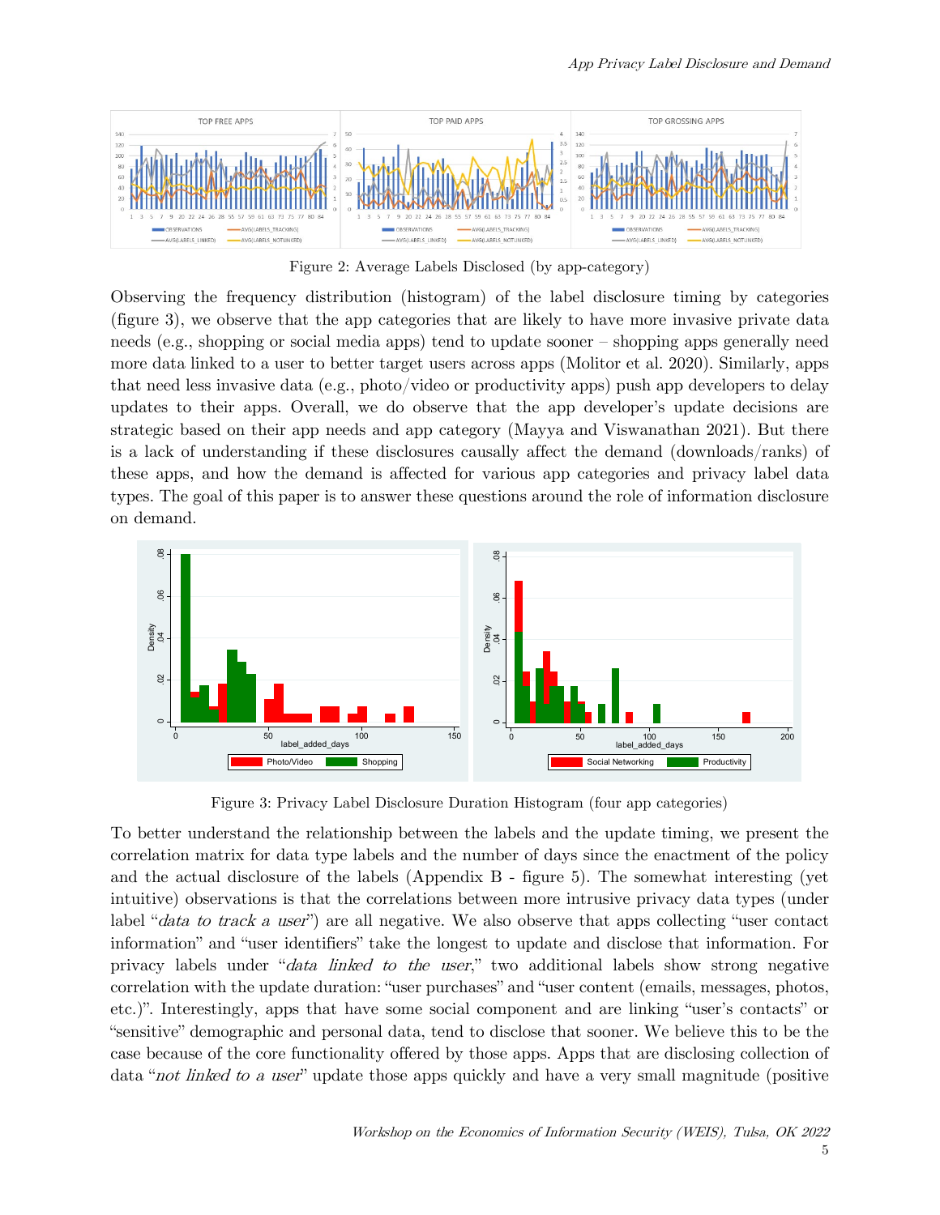Figure 2: Average Labels Disclosed (by app-category)

Observing the frequency distribution (histogram) of the label disclosure timing by categories (figure 3), we observe that the app categories that are likely to have more invasive private data needs (e.g., shopping or social media apps) tend to update sooner – shopping apps generally need more data linked to a user to better target users across apps (Molitor et al. 2020). Similarly, apps that need less invasive data (e.g., photo/video or productivity apps) push app developers to delay updates to their apps. Overall, we do observe that the app developer's update decisions are strategic based on their app needs and app category (Mayya and Viswanathan 2021). But there is a lack of understanding if these disclosures causally affect the demand (downloads/ranks) of these apps, and how the demand is affected for various app categories and privacy label data types. The goal of this paper is to answer these questions around the role of information disclosure on demand.

Figure 3: Privacy Label Disclosure Duration Histogram (four app categories)

To better understand the relationship between the labels and the update timing, we present the correlation matrix for data type labels and the number of days since the enactment of the policy and the actual disclosure of the labels (Appendix B - figure 5). The somewhat interesting (yet intuitive) observations is that the correlations between more intrusive privacy data types (under label "*data to track a user*") are all negative. We also observe that apps collecting "user contact information" and "user identifiers" take the longest to update and disclose that information. For privacy labels under "*data linked to the user*," two additional labels show strong negative correlation with the update duration: "user purchases" and "user content (emails, messages, photos, etc.)". Interestingly, apps that have some social component and are linking "user's contacts" or "sensitive" demographic and personal data, tend to disclose that sooner. We believe this to be the case because of the core functionality offered by those apps. Apps that are disclosing collection of data "*not linked to a user*" update those apps quickly and have a very small magnitude (positive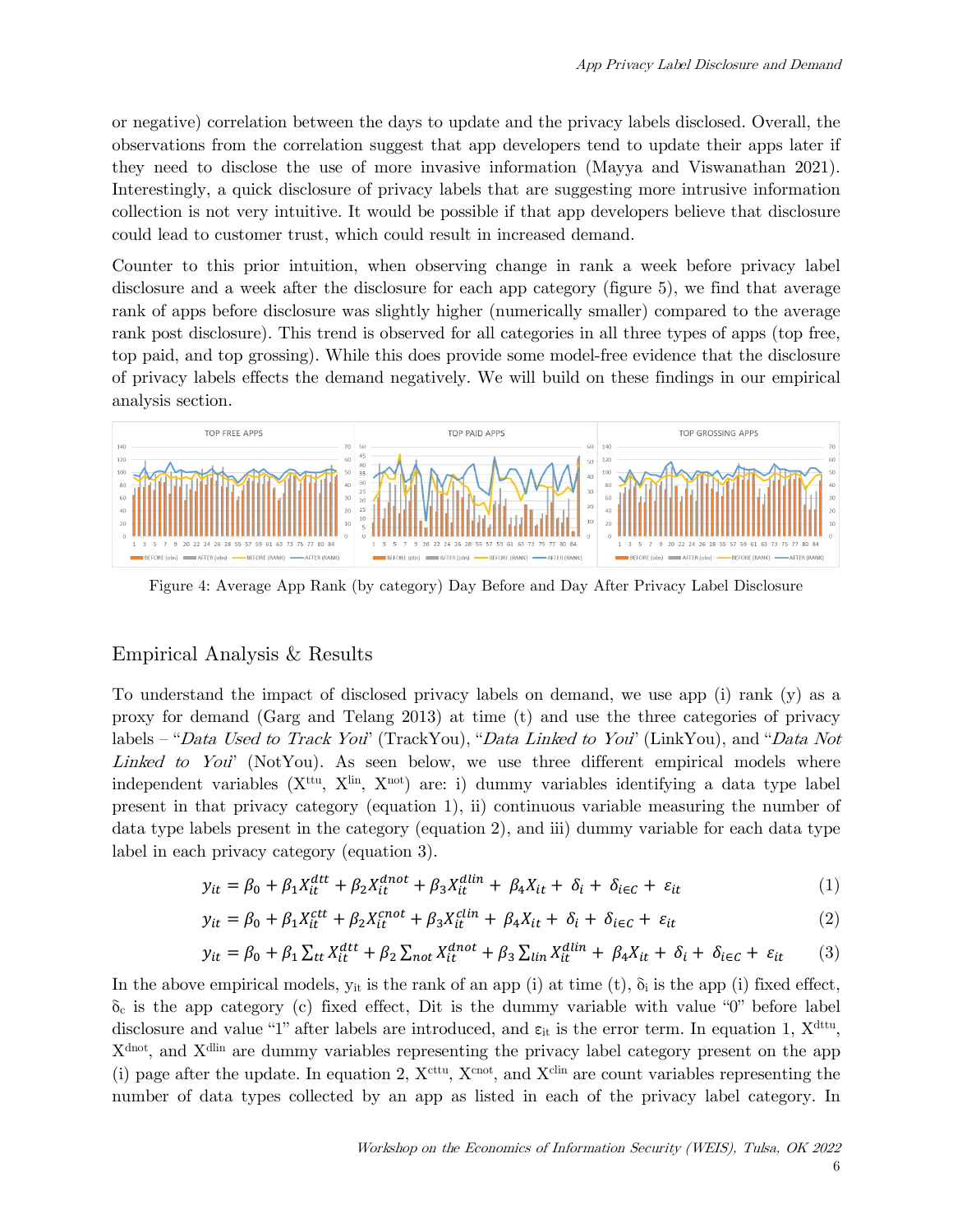or negative) correlation between the days to update and the privacy labels disclosed. Overall, the observations from the correlation suggest that app developers tend to update their apps later if they need to disclose the use of more invasive information (Mayya and Viswanathan 2021). Interestingly, a quick disclosure of privacy labels that are suggesting more intrusive information collection is not very intuitive. It would be possible if that app developers believe that disclosure could lead to customer trust, which could result in increased demand.

Counter to this prior intuition, when observing change in rank a week before privacy label disclosure and a week after the disclosure for each app category (figure 5), we find that average rank of apps before disclosure was slightly higher (numerically smaller) compared to the average rank post disclosure). This trend is observed for all categories in all three types of apps (top free, top paid, and top grossing). While this does provide some model-free evidence that the disclosure of privacy labels effects the demand negatively. We will build on these findings in our empirical analysis section.

Figure 4: Average App Rank (by category) Day Before and Day After Privacy Label Disclosure

## Empirical Analysis & Results

To understand the impact of disclosed privacy labels on demand, we use app (i) rank (y) as a proxy for demand (Garg and Telang 2013) at time (t) and use the three categories of privacy labels – "*Data Used to Track You*" (TrackYou), "*Data Linked to You*" (LinkYou), and "*Data Not Linked to You*" (NotYou). As seen below, we use three different empirical models where independent variables ($X^{ttu}$, $X^{lin}$, $X^{not}$) are: i) dummy variables identifying a data type label present in that privacy category (equation 1), ii) continuous variable measuring the number of data type labels present in the category (equation 2), and iii) dummy variable for each data type label in each privacy category (equation 3).

$$y_{it} = \beta_0 + \beta_1 X_{it}^{dtt} + \beta_2 X_{it}^{dnot} + \beta_3 X_{it}^{dlin} + \beta_4 X_{it} + \delta_i + \delta_{i \in C} + \varepsilon_{it} \quad (1)$$

$$y_{it} = \beta_0 + \beta_1 X_{it}^{ctt} + \beta_2 X_{it}^{cnot} + \beta_3 X_{it}^{clin} + \beta_4 X_{it} + \delta_i + \delta_{i \in C} + \varepsilon_{it} \quad (2)$$

$$y_{it} = \beta_0 + \beta_1 \sum_{tt} X_{it}^{dtt} + \beta_2 \sum_{not} X_{it}^{dnot} + \beta_3 \sum_{lin} X_{it}^{dlin} + \beta_4 X_{it} + \delta_i + \delta_{i \in C} + \varepsilon_{it} \quad (3)$$

In the above empirical models, $y_{it}$ is the rank of an app (i) at time (t), $\delta_i$ is the app (i) fixed effect, $\delta_c$ is the app category (c) fixed effect, Dit is the dummy variable with value "0" before label disclosure and value "1" after labels are introduced, and $\varepsilon_{it}$ is the error term. In equation 1, $X^{dttu}$, $X^{dnot}$, and $X^{dlin}$ are dummy variables representing the privacy label category present on the app (i) page after the update. In equation 2, $X^{cttu}$, $X^{cnot}$, and $X^{clin}$ are count variables representing the number of data types collected by an app as listed in each of the privacy label category. In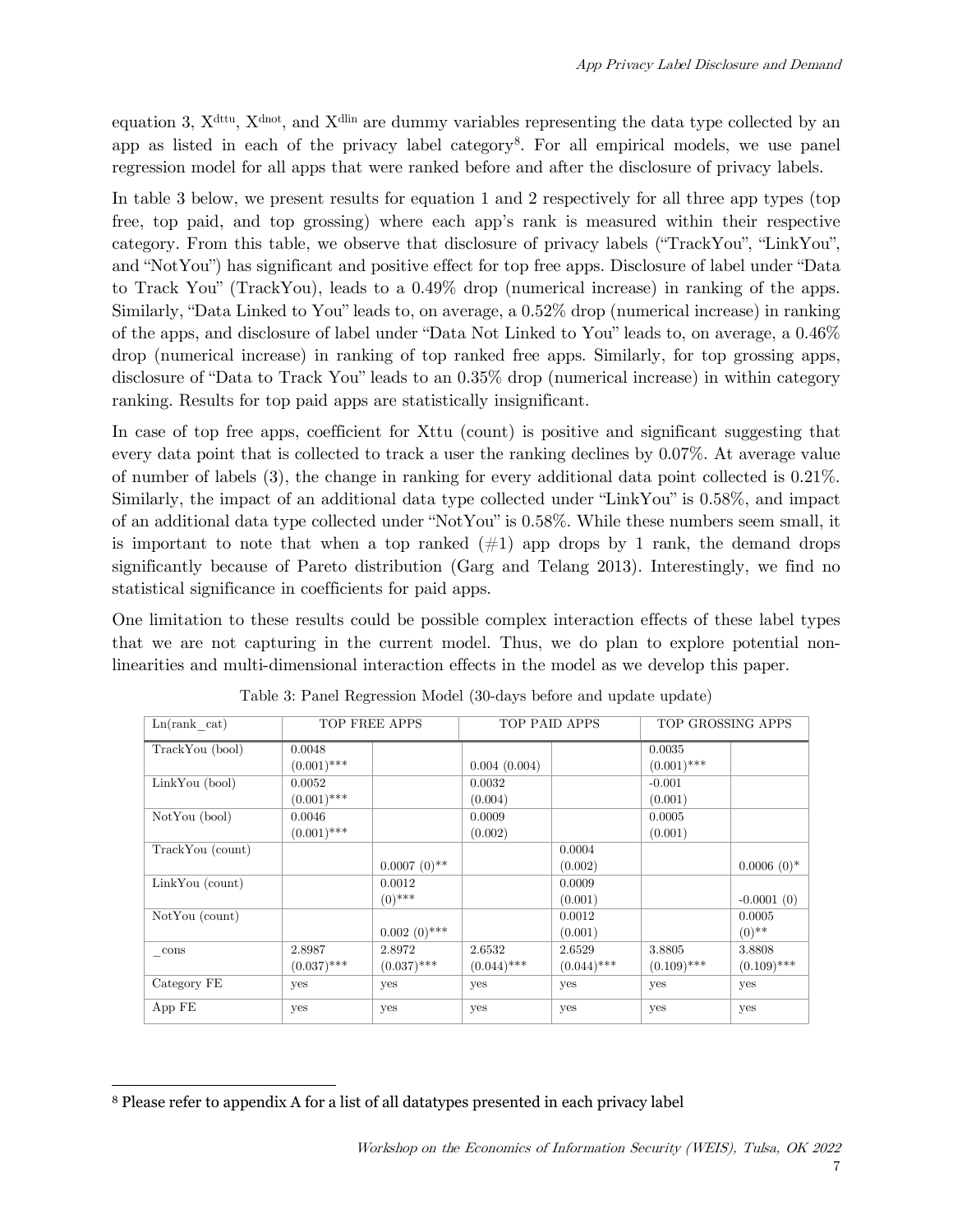equation 3, $X^{dttu}$, $X^{dnot}$, and $X^{dlin}$ are dummy variables representing the data type collected by an app as listed in each of the privacy label category[8]. For all empirical models, we use panel regression model for all apps that were ranked before and after the disclosure of privacy labels.

In table 3 below, we present results for equation 1 and 2 respectively for all three app types (top free, top paid, and top grossing) where each app's rank is measured within their respective category. From this table, we observe that disclosure of privacy labels ("TrackYou", "LinkYou", and "NotYou") has significant and positive effect for top free apps. Disclosure of label under "Data to Track You" (TrackYou), leads to a 0.49% drop (numerical increase) in ranking of the apps. Similarly, "Data Linked to You" leads to, on average, a 0.52% drop (numerical increase) in ranking of the apps, and disclosure of label under "Data Not Linked to You" leads to, on average, a 0.46% drop (numerical increase) in ranking of top ranked free apps. Similarly, for top grossing apps, disclosure of "Data to Track You" leads to an 0.35% drop (numerical increase) in within category ranking. Results for top paid apps are statistically insignificant.

In case of top free apps, coefficient for Xttu (count) is positive and significant suggesting that every data point that is collected to track a user the ranking declines by 0.07%. At average value of number of labels (3), the change in ranking for every additional data point collected is 0.21%. Similarly, the impact of an additional data type collected under "LinkYou" is 0.58%, and impact of an additional data type collected under "NotYou" is 0.58%. While these numbers seem small, it is important to note that when a top ranked (#1) app drops by 1 rank, the demand drops significantly because of Pareto distribution (Garg and Telang 2013). Interestingly, we find no statistical significance in coefficients for paid apps.

One limitation to these results could be possible complex interaction effects of these label types that we are not capturing in the current model. Thus, we do plan to explore potential non-linearities and multi-dimensional interaction effects in the model as we develop this paper.

Table 3: Panel Regression Model (30-days before and update update)

| Ln(rank_cat) | TOP FREE APPS | | TOP PAID APPS | | TOP GROSSING APPS | |
|---|---|---|---|---|---|---|
| TrackYou (bool) | 0.0048 (0.001)*** | | 0.004 (0.004) | | 0.0035 (0.001)*** | |
| LinkYou (bool) | 0.0052 (0.001)*** | | 0.0032 (0.004) | | -0.001 (0.001) | |
| NotYou (bool) | 0.0046 (0.001)*** | | 0.0009 (0.002) | | 0.0005 (0.001) | |
| TrackYou (count) | | 0.0007 (0)** | | 0.0004 (0.002) | | 0.0006 (0)* |
| LinkYou (count) | | 0.0012 (0)*** | | 0.0009 (0.001) | | -0.0001 (0) |
| NotYou (count) | | 0.002 (0)*** | | 0.0012 (0.001) | | 0.0005 (0)** |
| _cons | 2.8987 (0.037)*** | 2.8972 (0.037)*** | 2.6532 (0.044)*** | 2.6529 (0.044)*** | 3.8805 (0.109)*** | 3.8808 (0.109)*** |
| Category FE | yes | yes | yes | yes | yes | yes |
| App FE | yes | yes | yes | yes | yes | yes |

[8] Please refer to appendix A for a list of all datatypes presented in each privacy label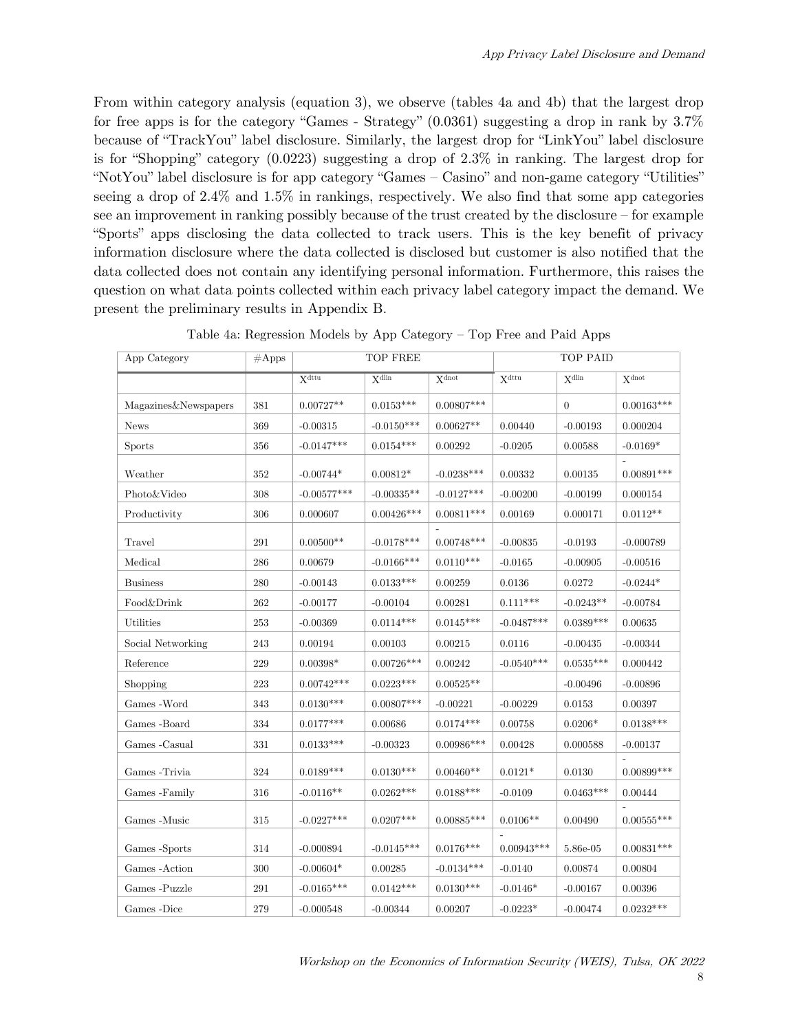From within category analysis (equation 3), we observe (tables 4a and 4b) that the largest drop for free apps is for the category "Games - Strategy" (0.0361) suggesting a drop in rank by 3.7% because of "TrackYou" label disclosure. Similarly, the largest drop for "LinkYou" label disclosure is for "Shopping" category (0.0223) suggesting a drop of 2.3% in ranking. The largest drop for "NotYou" label disclosure is for app category "Games – Casino" and non-game category "Utilities" seeing a drop of 2.4% and 1.5% in rankings, respectively. We also find that some app categories see an improvement in ranking possibly because of the trust created by the disclosure – for example "Sports" apps disclosing the data collected to track users. This is the key benefit of privacy information disclosure where the data collected is disclosed but customer is also notified that the data collected does not contain any identifying personal information. Furthermore, this raises the question on what data points collected within each privacy label category impact the demand. We present the preliminary results in Appendix B.

Table 4a: Regression Models by App Category – Top Free and Paid Apps

| App Category | #Apps | TOP FREE | | | TOP PAID | | |
|---|---|---|---|---|---|---|---|
| | | $X^{dttu}$ | $X^{dlin}$ | $X^{dnot}$ | $X^{dttu}$ | $X^{dlin}$ | $X^{dnot}$ |
| Magazines&Newspapers | 381 | 0.00727** | 0.0153*** | 0.00807*** | | 0 | 0.00163*** |
| News | 369 | -0.00315 | -0.0150*** | 0.00627** | 0.00440 | -0.00193 | 0.000204 |
| Sports | 356 | -0.0147*** | 0.0154*** | 0.00292 | -0.0205 | 0.00588 | -0.0169* |
| Weather | 352 | -0.00744* | 0.00812* | -0.0238*** | 0.00332 | 0.00135 | -0.00891*** |
| Photo&Video | 308 | -0.00577*** | -0.00335** | -0.0127*** | -0.00200 | -0.00199 | 0.000154 |
| Productivity | 306 | 0.000607 | 0.00426*** | 0.00811*** | 0.00169 | 0.000171 | 0.0112** |
| Travel | 291 | 0.00500** | -0.0178*** | -0.00748*** | -0.00835 | -0.0193 | -0.000789 |
| Medical | 286 | 0.00679 | -0.0166*** | 0.0110*** | -0.0165 | -0.00905 | -0.00516 |
| Business | 280 | -0.00143 | 0.0133*** | 0.00259 | 0.0136 | 0.0272 | -0.0244* |
| Food&Drink | 262 | -0.00177 | -0.00104 | 0.00281 | 0.111*** | -0.0243** | -0.00784 |
| Utilities | 253 | -0.00369 | 0.0114*** | 0.0145*** | -0.0487*** | 0.0389*** | 0.00635 |
| Social Networking | 243 | 0.00194 | 0.00103 | 0.00215 | 0.0116 | -0.00435 | -0.00344 |
| Reference | 229 | 0.00398* | 0.00726*** | 0.00242 | -0.0540*** | 0.0535*** | 0.000442 |
| Shopping | 223 | 0.00742*** | 0.0223*** | 0.00525** | | -0.00496 | -0.00896 |
| Games -Word | 343 | 0.0130*** | 0.00807*** | -0.00221 | -0.00229 | 0.0153 | 0.00397 |
| Games -Board | 334 | 0.0177*** | 0.00686 | 0.0174*** | 0.00758 | 0.0206* | 0.0138*** |
| Games -Casual | 331 | 0.0133*** | -0.00323 | 0.00986*** | 0.00428 | 0.000588 | -0.00137 |
| Games -Trivia | 324 | 0.0189*** | 0.0130*** | 0.00460** | 0.0121* | 0.0130 | -0.00899*** |
| Games -Family | 316 | -0.0116** | 0.0262*** | 0.0188*** | -0.0109 | 0.0463*** | 0.00444 |
| Games -Music | 315 | -0.0227*** | 0.0207*** | 0.00885*** | 0.0106** | 0.00490 | -0.00555*** |
| Games -Sports | 314 | -0.000894 | -0.0145*** | 0.0176*** | -0.00943*** | 5.86e-05 | 0.00831*** |
| Games -Action | 300 | -0.00604* | 0.00285 | -0.0134*** | -0.0140 | 0.00874 | 0.00804 |
| Games -Puzzle | 291 | -0.0165*** | 0.0142*** | 0.0130*** | -0.0146* | -0.00167 | 0.00396 |
| Games -Dice | 279 | -0.000548 | -0.00344 | 0.00207 | -0.0223* | -0.00474 | 0.0232*** |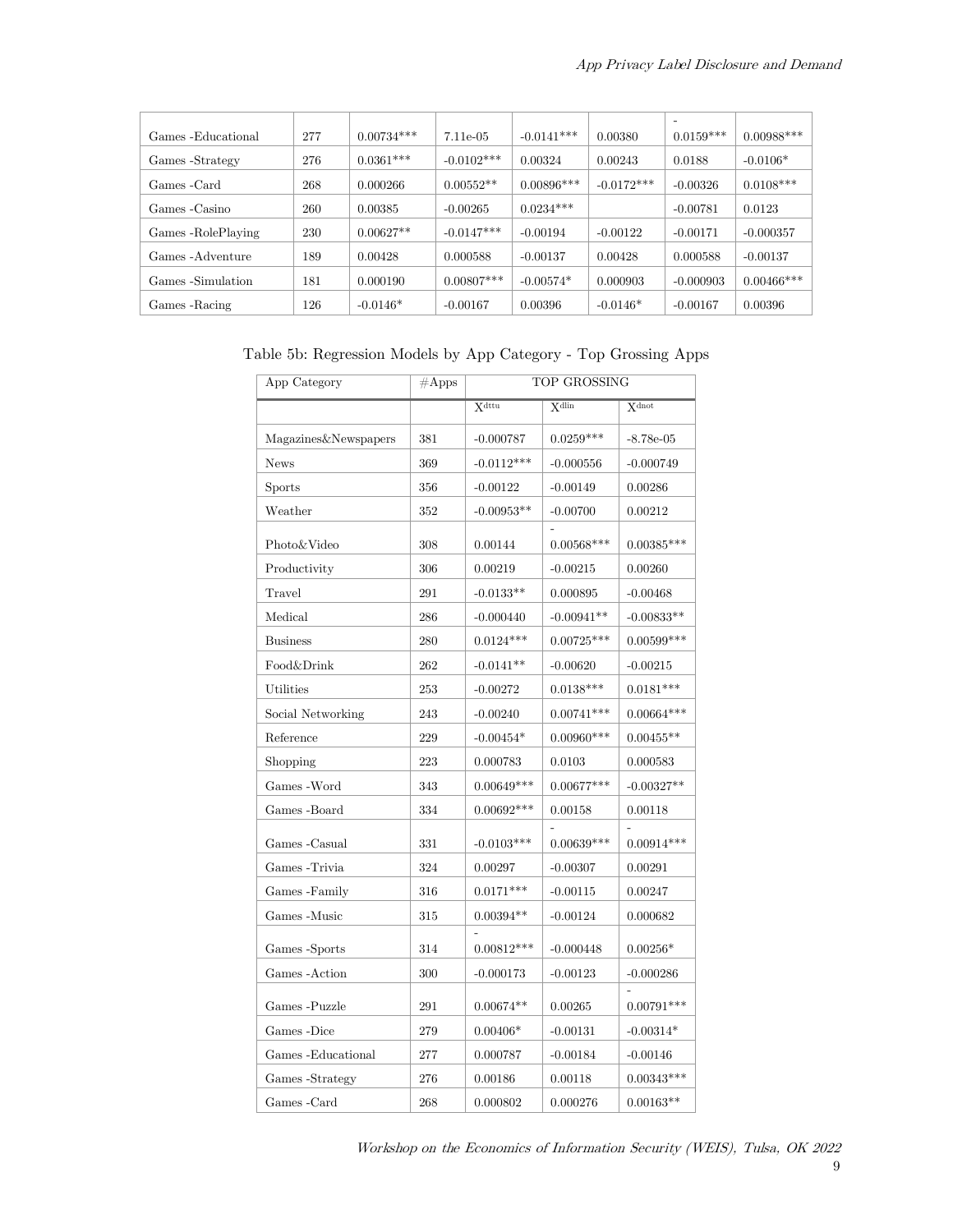| | | | | | | | |
|---|---|---|---|---|---|---|---|
| Games -Educational | 277 | 0.00734*** | 7.11e-05 | -0.0141*** | 0.00380 | -0.0159*** | 0.00988*** |
| Games -Strategy | 276 | 0.0361*** | -0.0102*** | 0.00324 | 0.00243 | 0.0188 | -0.0106* |
| Games -Card | 268 | 0.000266 | 0.00552** | 0.00896*** | -0.0172*** | -0.00326 | 0.0108*** |
| Games -Casino | 260 | 0.00385 | -0.00265 | 0.0234*** | | -0.00781 | 0.0123 |
| Games -RolePlaying | 230 | 0.00627** | -0.0147*** | -0.00194 | -0.00122 | -0.00171 | -0.000357 |
| Games -Adventure | 189 | 0.00428 | 0.000588 | -0.00137 | 0.00428 | 0.000588 | -0.00137 |
| Games -Simulation | 181 | 0.000190 | 0.00807*** | -0.00574* | 0.000903 | -0.000903 | 0.00466*** |
| Games -Racing | 126 | -0.0146* | -0.00167 | 0.00396 | -0.0146* | -0.00167 | 0.00396 |

Table 5b: Regression Models by App Category - Top Grossing Apps

| App Category | #Apps | TOP GROSSING | | |
|---|---|---|---|---|
| | | $X^{dttu}$ | $X^{dlin}$ | $X^{dnot}$ |
| Magazines&Newspapers | 381 | -0.000787 | 0.0259*** | -8.78e-05 |
| News | 369 | -0.0112*** | -0.000556 | -0.000749 |
| Sports | 356 | -0.00122 | -0.00149 | 0.00286 |
| Weather | 352 | -0.00953** | -0.00700 | 0.00212 |
| Photo&Video | 308 | 0.00144 | -0.00568*** | 0.00385*** |
| Productivity | 306 | 0.00219 | -0.00215 | 0.00260 |
| Travel | 291 | -0.0133** | 0.000895 | -0.00468 |
| Medical | 286 | -0.000440 | -0.00941** | -0.00833** |
| Business | 280 | 0.0124*** | 0.00725*** | 0.00599*** |
| Food&Drink | 262 | -0.0141** | -0.00620 | -0.00215 |
| Utilities | 253 | -0.00272 | 0.0138*** | 0.0181*** |
| Social Networking | 243 | -0.00240 | 0.00741*** | 0.00664*** |
| Reference | 229 | -0.00454* | 0.00960*** | 0.00455** |
| Shopping | 223 | 0.000783 | 0.0103 | 0.000583 |
| Games -Word | 343 | 0.00649*** | 0.00677*** | -0.00327** |
| Games -Board | 334 | 0.00692*** | 0.00158 | 0.00118 |
| Games -Casual | 331 | -0.0103*** | -0.00639*** | -0.00914*** |
| Games -Trivia | 324 | 0.00297 | -0.00307 | 0.00291 |
| Games -Family | 316 | 0.0171*** | -0.00115 | 0.00247 |
| Games -Music | 315 | 0.00394** | -0.00124 | 0.000682 |
| Games -Sports | 314 | -0.00812*** | -0.000448 | 0.00256* |
| Games -Action | 300 | -0.000173 | -0.00123 | -0.000286 |
| Games -Puzzle | 291 | 0.00674** | 0.00265 | -0.00791*** |
| Games -Dice | 279 | 0.00406* | -0.00131 | -0.00314* |
| Games -Educational | 277 | 0.000787 | -0.00184 | -0.00146 |
| Games -Strategy | 276 | 0.00186 | 0.00118 | 0.00343*** |
| Games -Card | 268 | 0.000802 | 0.000276 | 0.00163** |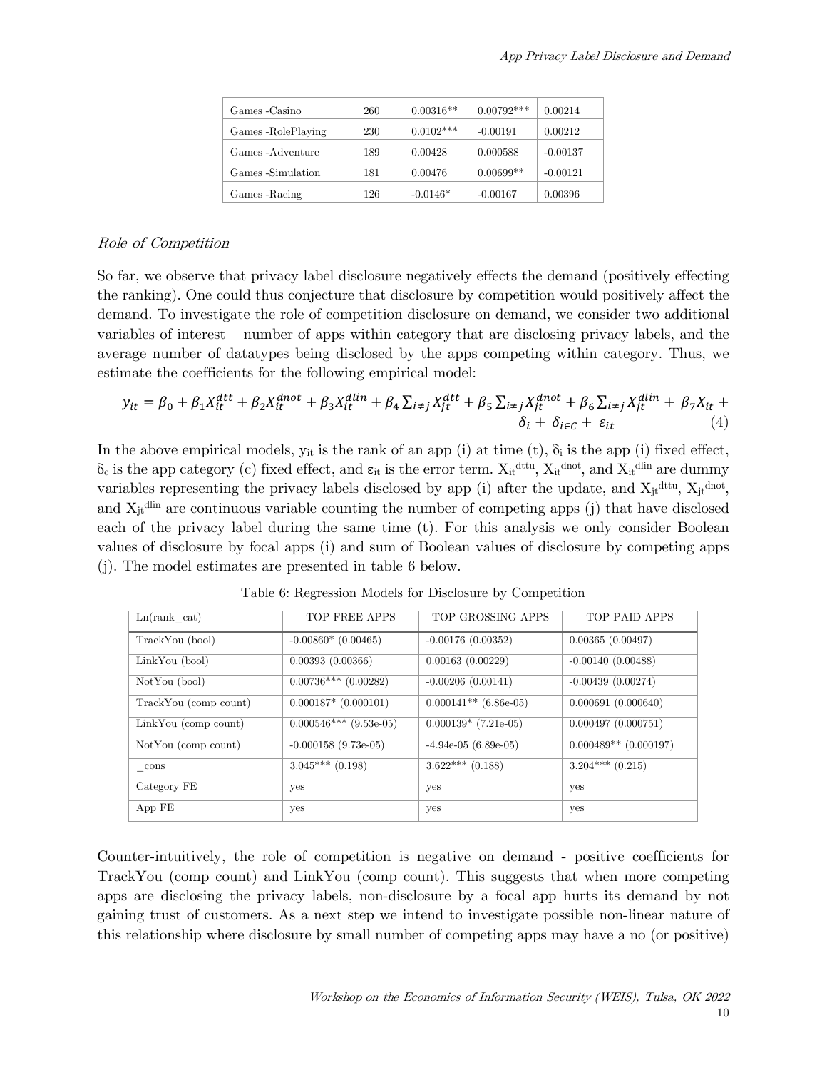| Games -Casino | 260 | 0.00316** | 0.00792*** | 0.00214 |
|---|---|---|---|---|
| Games -RolePlaying | 230 | 0.0102*** | -0.00191 | 0.00212 |
| Games -Adventure | 189 | 0.00428 | 0.000588 | -0.00137 |
| Games -Simulation | 181 | 0.00476 | 0.00699** | -0.00121 |
| Games -Racing | 126 | -0.0146* | -0.00167 | 0.00396 |

### *Role of Competition*

So far, we observe that privacy label disclosure negatively effects the demand (positively effecting the ranking). One could thus conjecture that disclosure by competition would positively affect the demand. To investigate the role of competition disclosure on demand, we consider two additional variables of interest – number of apps within category that are disclosing privacy labels, and the average number of datatypes being disclosed by the apps competing within category. Thus, we estimate the coefficients for the following empirical model:

$$y_{it} = \beta_0 + \beta_1 X_{it}^{dtt} + \beta_2 X_{it}^{dnot} + \beta_3 X_{it}^{dlin} + \beta_4 \sum_{i \neq j} X_{jt}^{dtt} + \beta_5 \sum_{i \neq j} X_{jt}^{dnot} + \beta_6 \sum_{i \neq j} X_{jt}^{dlin} + \beta_7 X_{it} + \delta_i + \delta_{i \in C} + \varepsilon_{it} \quad (4)$$

In the above empirical models, $y_{it}$ is the rank of an app (i) at time (t), $\delta_i$ is the app (i) fixed effect, $\delta_c$ is the app category (c) fixed effect, and $\varepsilon_{it}$ is the error term. $X_{it}^{dttu}$, $X_{it}^{dnot}$, and $X_{it}^{dlin}$ are dummy variables representing the privacy labels disclosed by app (i) after the update, and $X_{jt}^{dttu}$, $X_{jt}^{dnot}$, and $X_{jt}^{dlin}$ are continuous variable counting the number of competing apps (j) that have disclosed each of the privacy label during the same time (t). For this analysis we only consider Boolean values of disclosure by focal apps (i) and sum of Boolean values of disclosure by competing apps (j). The model estimates are presented in table 6 below.

Table 6: Regression Models for Disclosure by Competition

| Ln(rank_cat) | TOP FREE APPS | TOP GROSSING APPS | TOP PAID APPS |
|---|---|---|---|
| TrackYou (bool) | -0.00860* (0.00465) | -0.00176 (0.00352) | 0.00365 (0.00497) |
| LinkYou (bool) | 0.00393 (0.00366) | 0.00163 (0.00229) | -0.00140 (0.00488) |
| NotYou (bool) | 0.00736*** (0.00282) | -0.00206 (0.00141) | -0.00439 (0.00274) |
| TrackYou (comp count) | 0.000187* (0.000101) | 0.000141** (6.86e-05) | 0.000691 (0.000640) |
| LinkYou (comp count) | 0.000546*** (9.53e-05) | 0.000139* (7.21e-05) | 0.000497 (0.000751) |
| NotYou (comp count) | -0.000158 (9.73e-05) | -4.94e-05 (6.89e-05) | 0.000489** (0.000197) |
| _cons | 3.045*** (0.198) | 3.622*** (0.188) | 3.204*** (0.215) |
| Category FE | yes | yes | yes |
| App FE | yes | yes | yes |

Counter-intuitively, the role of competition is negative on demand - positive coefficients for TrackYou (comp count) and LinkYou (comp count). This suggests that when more competing apps are disclosing the privacy labels, non-disclosure by a focal app hurts its demand by not gaining trust of customers. As a next step we intend to investigate possible non-linear nature of this relationship where disclosure by small number of competing apps may have a no (or positive)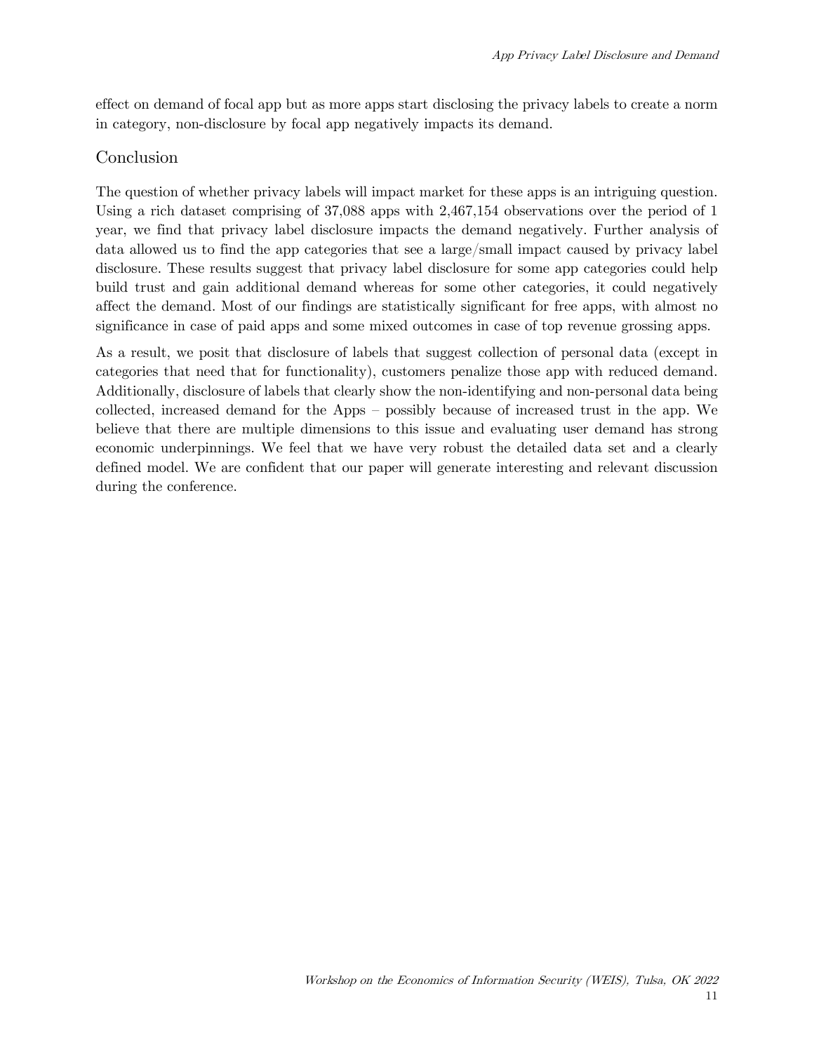effect on demand of focal app but as more apps start disclosing the privacy labels to create a norm in category, non-disclosure by focal app negatively impacts its demand.

## Conclusion

The question of whether privacy labels will impact market for these apps is an intriguing question. Using a rich dataset comprising of 37,088 apps with 2,467,154 observations over the period of 1 year, we find that privacy label disclosure impacts the demand negatively. Further analysis of data allowed us to find the app categories that see a large/small impact caused by privacy label disclosure. These results suggest that privacy label disclosure for some app categories could help build trust and gain additional demand whereas for some other categories, it could negatively affect the demand. Most of our findings are statistically significant for free apps, with almost no significance in case of paid apps and some mixed outcomes in case of top revenue grossing apps.

As a result, we posit that disclosure of labels that suggest collection of personal data (except in categories that need that for functionality), customers penalize those app with reduced demand. Additionally, disclosure of labels that clearly show the non-identifying and non-personal data being collected, increased demand for the Apps – possibly because of increased trust in the app. We believe that there are multiple dimensions to this issue and evaluating user demand has strong economic underpinnings. We feel that we have very robust the detailed data set and a clearly defined model. We are confident that our paper will generate interesting and relevant discussion during the conference.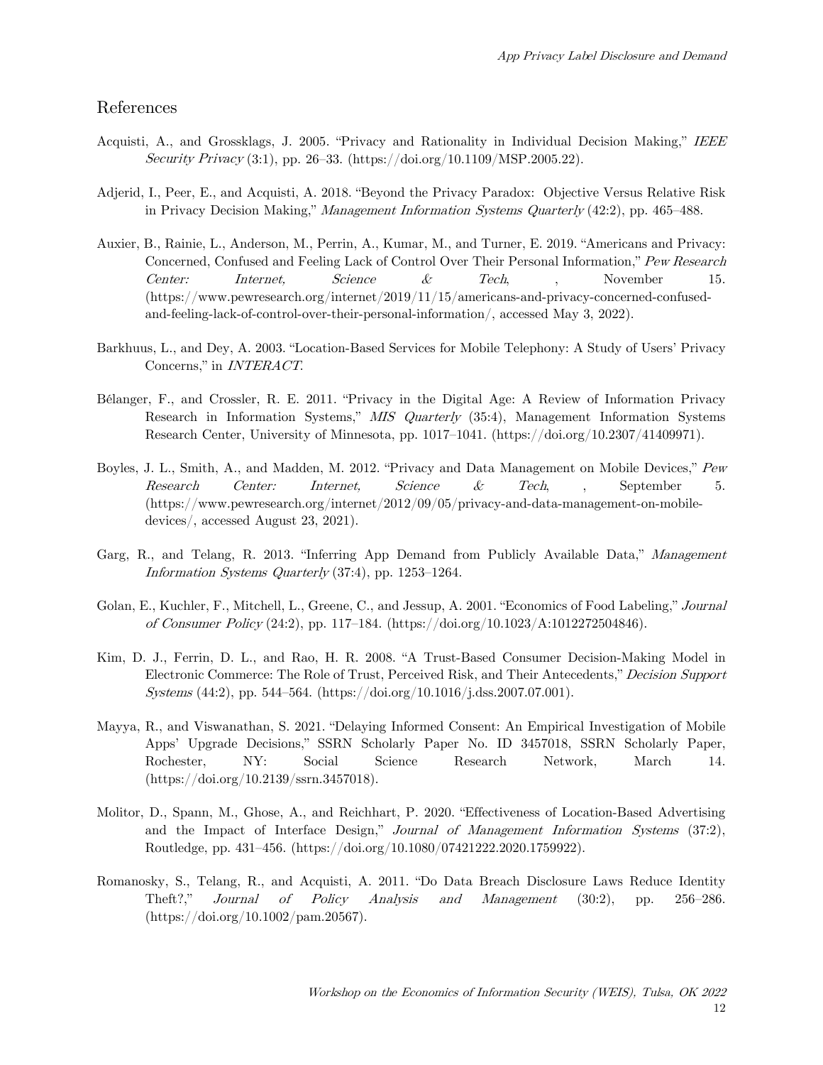## References

Acquisti, A., and Grossklags, J. 2005. "Privacy and Rationality in Individual Decision Making," *IEEE Security Privacy* (3:1), pp. 26–33. (https://doi.org/10.1109/MSP.2005.22).

Adjerid, I., Peer, E., and Acquisti, A. 2018. "Beyond the Privacy Paradox: Objective Versus Relative Risk in Privacy Decision Making," *Management Information Systems Quarterly* (42:2), pp. 465–488.

Auxier, B., Rainie, L., Anderson, M., Perrin, A., Kumar, M., and Turner, E. 2019. "Americans and Privacy: Concerned, Confused and Feeling Lack of Control Over Their Personal Information," *Pew Research Center: Internet, Science & Tech*, , November 15. (https://www.pewresearch.org/internet/2019/11/15/americans-and-privacy-concerned-confused-and-feeling-lack-of-control-over-their-personal-information/, accessed May 3, 2022).

Barkhuus, L., and Dey, A. 2003. "Location-Based Services for Mobile Telephony: A Study of Users' Privacy Concerns," in *INTERACT*.

Bélanger, F., and Crossler, R. E. 2011. "Privacy in the Digital Age: A Review of Information Privacy Research in Information Systems," *MIS Quarterly* (35:4), Management Information Systems Research Center, University of Minnesota, pp. 1017–1041. (https://doi.org/10.2307/41409971).

Boyles, J. L., Smith, A., and Madden, M. 2012. "Privacy and Data Management on Mobile Devices," *Pew Research Center: Internet, Science & Tech*, , September 5. (https://www.pewresearch.org/internet/2012/09/05/privacy-and-data-management-on-mobile-devices/, accessed August 23, 2021).

Garg, R., and Telang, R. 2013. "Inferring App Demand from Publicly Available Data," *Management Information Systems Quarterly* (37:4), pp. 1253–1264.

Golan, E., Kuchler, F., Mitchell, L., Greene, C., and Jessup, A. 2001. "Economics of Food Labeling," *Journal of Consumer Policy* (24:2), pp. 117–184. (https://doi.org/10.1023/A:1012272504846).

Kim, D. J., Ferrin, D. L., and Rao, H. R. 2008. "A Trust-Based Consumer Decision-Making Model in Electronic Commerce: The Role of Trust, Perceived Risk, and Their Antecedents," *Decision Support Systems* (44:2), pp. 544–564. (https://doi.org/10.1016/j.dss.2007.07.001).

Mayya, R., and Viswanathan, S. 2021. "Delaying Informed Consent: An Empirical Investigation of Mobile Apps' Upgrade Decisions," SSRN Scholarly Paper No. ID 3457018, SSRN Scholarly Paper, Rochester, NY: Social Science Research Network, March 14. (https://doi.org/10.2139/ssrn.3457018).

Molitor, D., Spann, M., Ghose, A., and Reichhart, P. 2020. "Effectiveness of Location-Based Advertising and the Impact of Interface Design," *Journal of Management Information Systems* (37:2), Routledge, pp. 431–456. (https://doi.org/10.1080/07421222.2020.1759922).

Romanosky, S., Telang, R., and Acquisti, A. 2011. "Do Data Breach Disclosure Laws Reduce Identity Theft?," *Journal of Policy Analysis and Management* (30:2), pp. 256–286. (https://doi.org/10.1002/pam.20567).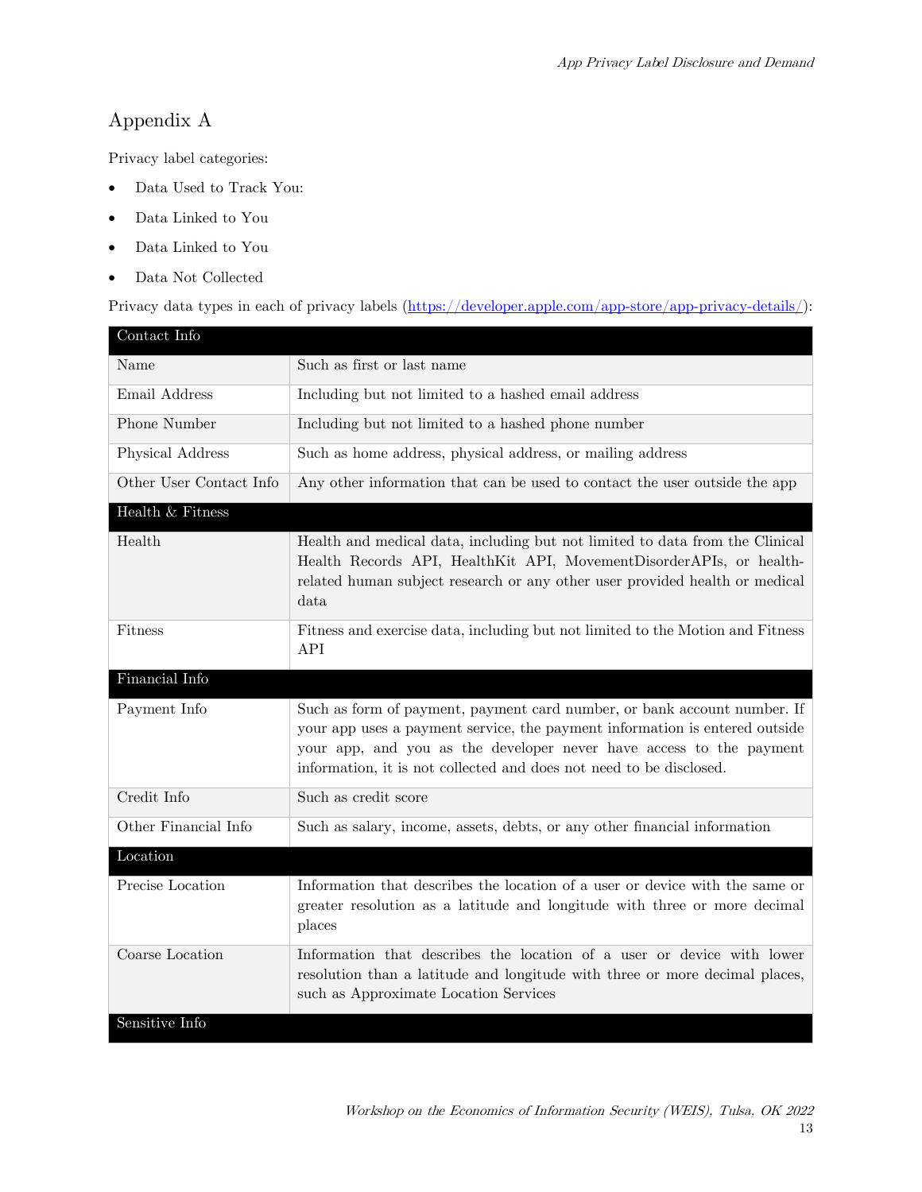# Appendix A

Privacy label categories:

- Data Used to Track You:
- Data Linked to You
- Data Linked to You
- Data Not Collected

Privacy data types in each of privacy labels (https://developer.apple.com/app-store/app-privacy-details/):

| Contact Info | |
|---|---|
| Name | Such as first or last name |
| Email Address | Including but not limited to a hashed email address |
| Phone Number | Including but not limited to a hashed phone number |
| Physical Address | Such as home address, physical address, or mailing address |
| Other User Contact Info | Any other information that can be used to contact the user outside the app |
| **Health & Fitness** | |
| Health | Health and medical data, including but not limited to data from the Clinical Health Records API, HealthKit API, MovementDisorderAPIs, or health-related human subject research or any other user provided health or medical data |
| Fitness | Fitness and exercise data, including but not limited to the Motion and Fitness API |
| **Financial Info** | |
| Payment Info | Such as form of payment, payment card number, or bank account number. If your app uses a payment service, the payment information is entered outside your app, and you as the developer never have access to the payment information, it is not collected and does not need to be disclosed. |
| Credit Info | Such as credit score |
| Other Financial Info | Such as salary, income, assets, debts, or any other financial information |
| **Location** | |
| Precise Location | Information that describes the location of a user or device with the same or greater resolution as a latitude and longitude with three or more decimal places |
| Coarse Location | Information that describes the location of a user or device with lower resolution than a latitude and longitude with three or more decimal places, such as Approximate Location Services |
| **Sensitive Info** | |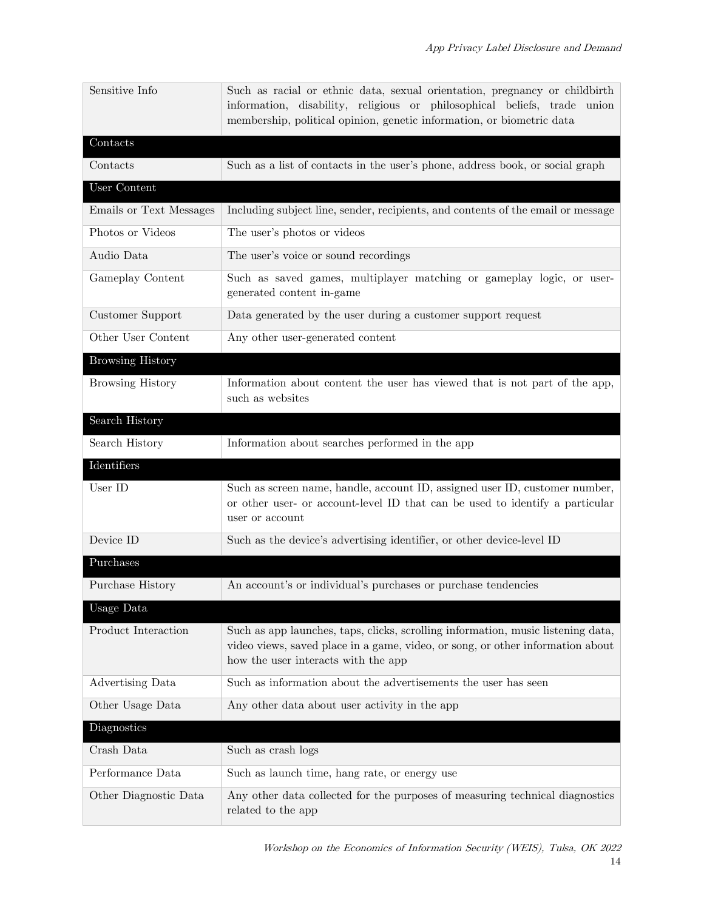| Sensitive Info | Such as racial or ethnic data, sexual orientation, pregnancy or childbirth information, disability, religious or philosophical beliefs, trade union membership, political opinion, genetic information, or biometric data |
|---|---|
| **Contacts** | |
| Contacts | Such as a list of contacts in the user's phone, address book, or social graph |
| **User Content** | |
| Emails or Text Messages | Including subject line, sender, recipients, and contents of the email or message |
| Photos or Videos | The user's photos or videos |
| Audio Data | The user's voice or sound recordings |
| Gameplay Content | Such as saved games, multiplayer matching or gameplay logic, or user-generated content in-game |
| Customer Support | Data generated by the user during a customer support request |
| Other User Content | Any other user-generated content |
| **Browsing History** | |
| Browsing History | Information about content the user has viewed that is not part of the app, such as websites |
| **Search History** | |
| Search History | Information about searches performed in the app |
| **Identifiers** | |
| User ID | Such as screen name, handle, account ID, assigned user ID, customer number, or other user- or account-level ID that can be used to identify a particular user or account |
| Device ID | Such as the device's advertising identifier, or other device-level ID |
| **Purchases** | |
| Purchase History | An account's or individual's purchases or purchase tendencies |
| **Usage Data** | |
| Product Interaction | Such as app launches, taps, clicks, scrolling information, music listening data, video views, saved place in a game, video, or song, or other information about how the user interacts with the app |
| Advertising Data | Such as information about the advertisements the user has seen |
| Other Usage Data | Any other data about user activity in the app |
| **Diagnostics** | |
| Crash Data | Such as crash logs |
| Performance Data | Such as launch time, hang rate, or energy use |
| Other Diagnostic Data | Any other data collected for the purposes of measuring technical diagnostics related to the app |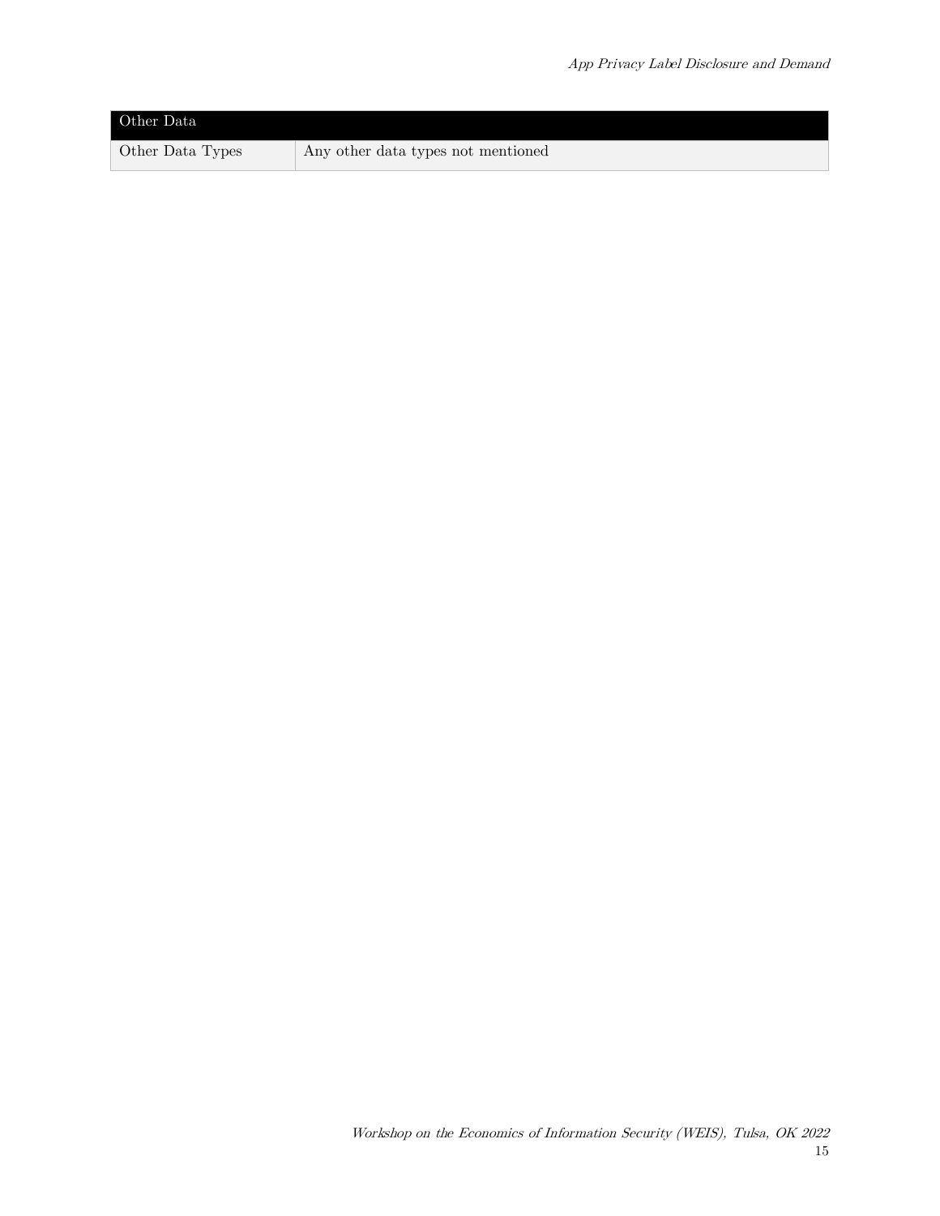| Other Data | |
|---|---|
| Other Data Types | Any other data types not mentioned |